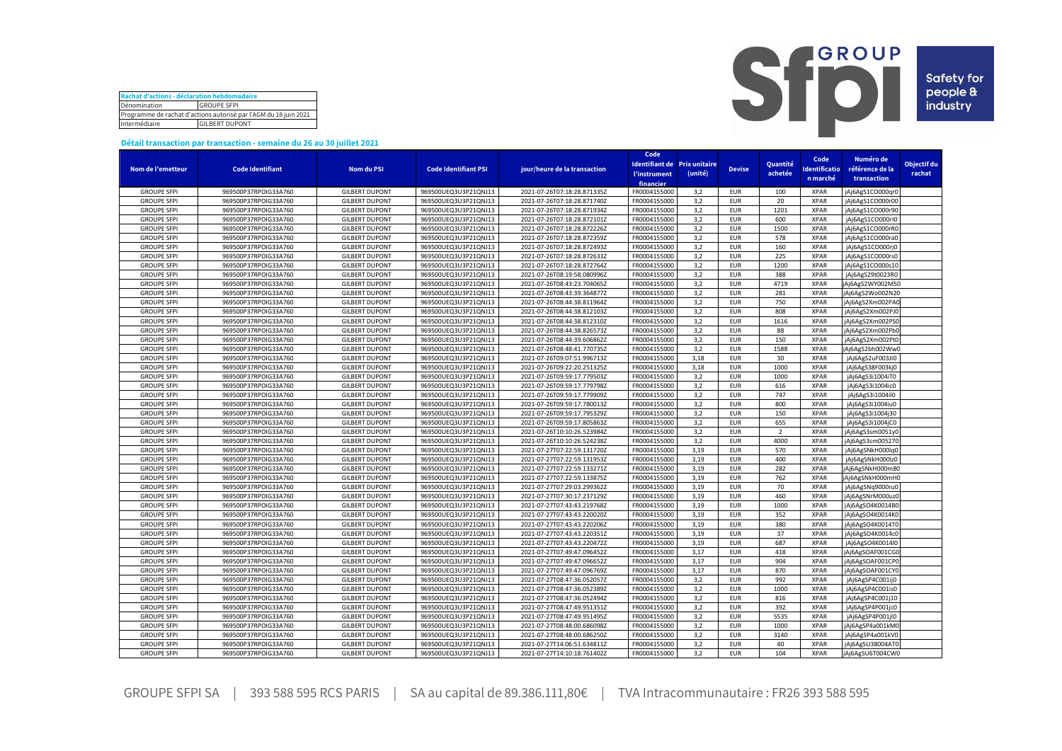| Rachat d'actions - déclaration hebdomadaire | |
|---|---|
| Dénomination | GROUPE SFPI |
| Programme de rachat d'actions autorisé par l'AGM du 18 juin 2021 | |
| Intermédiaire | GILBERT DUPONT |

**Détail transaction par transaction - semaine du 26 au 30 juillet 2021**

| Nom de l'emetteur | Code Identifiant | Nom du PSI | Code Identifiant PSI | jour/heure de la transaction | Code Identifiant de l'instrument financier | Prix unitaire (unité) | Devise | Quantité achetée | Code Identification marché | Numéro de référence de la transaction | Objectif du rachat |
|---|---|---|---|---|---|---|---|---|---|---|---|
| GROUPE SFPI | 969500P37RPOIG33A760 | GILBERT DUPONT | 969500UEQ3U3P21QNJ13 | 2021-07-26T07:18:28.871335Z | FR0004155000 | 3,2 | EUR | 100 | XPAR | jAj6AgS1CO000qr0 | |
| GROUPE SFPI | 969500P37RPOIG33A760 | GILBERT DUPONT | 969500UEQ3U3P21QNJ13 | 2021-07-26T07:18:28.871740Z | FR0004155000 | 3,2 | EUR | 20 | XPAR | jAj6AgS1CO000r00 | |
| GROUPE SFPI | 969500P37RPOIG33A760 | GILBERT DUPONT | 969500UEQ3U3P21QNJ13 | 2021-07-26T07:18:28.871934Z | FR0004155000 | 3,2 | EUR | 1201 | XPAR | jAj6AgS1CO000r90 | |
| GROUPE SFPI | 969500P37RPOIG33A760 | GILBERT DUPONT | 969500UEQ3U3P21QNJ13 | 2021-07-26T07:18:28.872101Z | FR0004155000 | 3,2 | EUR | 600 | XPAR | jAj6AgS1CO000rI0 | |
| GROUPE SFPI | 969500P37RPOIG33A760 | GILBERT DUPONT | 969500UEQ3U3P21QNJ13 | 2021-07-26T07:18:28.872226Z | FR0004155000 | 3,2 | EUR | 1500 | XPAR | jAj6AgS1CO000rR0 | |
| GROUPE SFPI | 969500P37RPOIG33A760 | GILBERT DUPONT | 969500UEQ3U3P21QNJ13 | 2021-07-26T07:18:28.872359Z | FR0004155000 | 3,2 | EUR | 578 | XPAR | jAj6AgS1CO000ra0 | |
| GROUPE SFPI | 969500P37RPOIG33A760 | GILBERT DUPONT | 969500UEQ3U3P21QNJ13 | 2021-07-26T07:18:28.872493Z | FR0004155000 | 3,2 | EUR | 160 | XPAR | jAj6AgS1CO000rj0 | |
| GROUPE SFPI | 969500P37RPOIG33A760 | GILBERT DUPONT | 969500UEQ3U3P21QNJ13 | 2021-07-26T07:18:28.872633Z | FR0004155000 | 3,2 | EUR | 225 | XPAR | jAj6AgS1CO000rs0 | |
| GROUPE SFPI | 969500P37RPOIG33A760 | GILBERT DUPONT | 969500UEQ3U3P21QNJ13 | 2021-07-26T07:18:28.872764Z | FR0004155000 | 3,2 | EUR | 1200 | XPAR | jAj6AgS1CO000s10 | |
| GROUPE SFPI | 969500P37RPOIG33A760 | GILBERT DUPONT | 969500UEQ3U3P21QNJ13 | 2021-07-26T08:19:58.080996Z | FR0004155000 | 3,2 | EUR | 388 | XPAR | jAj6AgS29t0023R0 | |
| GROUPE SFPI | 969500P37RPOIG33A760 | GILBERT DUPONT | 969500UEQ3U3P21QNJ13 | 2021-07-26T08:43:23.704065Z | FR0004155000 | 3,2 | EUR | 4719 | XPAR | jAj6AgS2WY002M50 | |
| GROUPE SFPI | 969500P37RPOIG33A760 | GILBERT DUPONT | 969500UEQ3U3P21QNJ13 | 2021-07-26T08:43:39.364877Z | FR0004155000 | 3,2 | EUR | 281 | XPAR | jAj6AgS2Wo002N20 | |
| GROUPE SFPI | 969500P37RPOIG33A760 | GILBERT DUPONT | 969500UEQ3U3P21QNJ13 | 2021-07-26T08:44:38.811964Z | FR0004155000 | 3,2 | EUR | 750 | XPAR | jAj6AgS2Xm002PA0 | |
| GROUPE SFPI | 969500P37RPOIG33A760 | GILBERT DUPONT | 969500UEQ3U3P21QNJ13 | 2021-07-26T08:44:38.812103Z | FR0004155000 | 3,2 | EUR | 808 | XPAR | jAj6AgS2Xm002PJ0 | |
| GROUPE SFPI | 969500P37RPOIG33A760 | GILBERT DUPONT | 969500UEQ3U3P21QNJ13 | 2021-07-26T08:44:38.812310Z | FR0004155000 | 3,2 | EUR | 1616 | XPAR | jAj6AgS2Xm002PS0 | |
| GROUPE SFPI | 969500P37RPOIG33A760 | GILBERT DUPONT | 969500UEQ3U3P21QNJ13 | 2021-07-26T08:44:38.826573Z | FR0004155000 | 3,2 | EUR | 88 | XPAR | jAj6AgS2Xm002Pb0 | |
| GROUPE SFPI | 969500P37RPOIG33A760 | GILBERT DUPONT | 969500UEQ3U3P21QNJ13 | 2021-07-26T08:44:39.606862Z | FR0004155000 | 3,2 | EUR | 150 | XPAR | jAj6AgS2Xm002Pt0 | |
| GROUPE SFPI | 969500P37RPOIG33A760 | GILBERT DUPONT | 969500UEQ3U3P21QNJ13 | 2021-07-26T08:48:41.770735Z | FR0004155000 | 3,2 | EUR | 1588 | XPAR | jAj6AgS2bh002Ww0 | |
| GROUPE SFPI | 969500P37RPOIG33A760 | GILBERT DUPONT | 969500UEQ3U3P21QNJ13 | 2021-07-26T09:07:51.996713Z | FR0004155000 | 3,18 | EUR | 30 | XPAR | jAj6AgS2uF003JI0 | |
| GROUPE SFPI | 969500P37RPOIG33A760 | GILBERT DUPONT | 969500UEQ3U3P21QNJ13 | 2021-07-26T09:22:20.251325Z | FR0004155000 | 3,18 | EUR | 1000 | XPAR | jAj6AgS38F003kj0 | |
| GROUPE SFPI | 969500P37RPOIG33A760 | GILBERT DUPONT | 969500UEQ3U3P21QNJ13 | 2021-07-26T09:59:17.779503Z | FR0004155000 | 3,2 | EUR | 1000 | XPAR | jAj6AgS3i1004iT0 | |
| GROUPE SFPI | 969500P37RPOIG33A760 | GILBERT DUPONT | 969500UEQ3U3P21QNJ13 | 2021-07-26T09:59:17.779798Z | FR0004155000 | 3,2 | EUR | 616 | XPAR | jAj6AgS3i1004ic0 | |
| GROUPE SFPI | 969500P37RPOIG33A760 | GILBERT DUPONT | 969500UEQ3U3P21QNJ13 | 2021-07-26T09:59:17.779909Z | FR0004155000 | 3,2 | EUR | 747 | XPAR | jAj6AgS3i1004il0 | |
| GROUPE SFPI | 969500P37RPOIG33A760 | GILBERT DUPONT | 969500UEQ3U3P21QNJ13 | 2021-07-26T09:59:17.780013Z | FR0004155000 | 3,2 | EUR | 800 | XPAR | jAj6AgS3i1004iu0 | |
| GROUPE SFPI | 969500P37RPOIG33A760 | GILBERT DUPONT | 969500UEQ3U3P21QNJ13 | 2021-07-26T09:59:17.795329Z | FR0004155000 | 3,2 | EUR | 150 | XPAR | jAj6AgS3i1004j30 | |
| GROUPE SFPI | 969500P37RPOIG33A760 | GILBERT DUPONT | 969500UEQ3U3P21QNJ13 | 2021-07-26T09:59:17.805863Z | FR0004155000 | 3,2 | EUR | 655 | XPAR | jAj6AgS3i1004jC0 | |
| GROUPE SFPI | 969500P37RPOIG33A760 | GILBERT DUPONT | 969500UEQ3U3P21QNJ13 | 2021-07-26T10:10:26.523984Z | FR0004155000 | 3,2 | EUR | 2 | XPAR | jAj6AgS3sm0051y0 | |
| GROUPE SFPI | 969500P37RPOIG33A760 | GILBERT DUPONT | 969500UEQ3U3P21QNJ13 | 2021-07-26T10:10:26.524238Z | FR0004155000 | 3,2 | EUR | 4000 | XPAR | jAj6AgS3sm005270 | |
| GROUPE SFPI | 969500P37RPOIG33A760 | GILBERT DUPONT | 969500UEQ3U3P21QNJ13 | 2021-07-27T07:22:59.131720Z | FR0004155000 | 3,19 | EUR | 570 | XPAR | jAj6AgSNkH000lq0 | |
| GROUPE SFPI | 969500P37RPOIG33A760 | GILBERT DUPONT | 969500UEQ3U3P21QNJ13 | 2021-07-27T07:22:59.131953Z | FR0004155000 | 3,19 | EUR | 400 | XPAR | jAj6AgSNkH000lz0 | |
| GROUPE SFPI | 969500P37RPOIG33A760 | GILBERT DUPONT | 969500UEQ3U3P21QNJ13 | 2021-07-27T07:22:59.133271Z | FR0004155000 | 3,19 | EUR | 282 | XPAR | jAj6AgSNkH000m80 | |
| GROUPE SFPI | 969500P37RPOIG33A760 | GILBERT DUPONT | 969500UEQ3U3P21QNJ13 | 2021-07-27T07:22:59.133875Z | FR0004155000 | 3,19 | EUR | 762 | XPAR | jAj6AgSNkH000mH0 | |
| GROUPE SFPI | 969500P37RPOIG33A760 | GILBERT DUPONT | 969500UEQ3U3P21QNJ13 | 2021-07-27T07:29:03.299362Z | FR0004155000 | 3,19 | EUR | 70 | XPAR | jAj6AgSNq9000ru0 | |
| GROUPE SFPI | 969500P37RPOIG33A760 | GILBERT DUPONT | 969500UEQ3U3P21QNJ13 | 2021-07-27T07:30:17.237129Z | FR0004155000 | 3,19 | EUR | 460 | XPAR | jAj6AgSNrM000uz0 | |
| GROUPE SFPI | 969500P37RPOIG33A760 | GILBERT DUPONT | 969500UEQ3U3P21QNJ13 | 2021-07-27T07:43:43.219768Z | FR0004155000 | 3,19 | EUR | 1000 | XPAR | jAj6AgSO4K0014B0 | |
| GROUPE SFPI | 969500P37RPOIG33A760 | GILBERT DUPONT | 969500UEQ3U3P21QNJ13 | 2021-07-27T07:43:43.220020Z | FR0004155000 | 3,19 | EUR | 352 | XPAR | jAj6AgSO4K0014K0 | |
| GROUPE SFPI | 969500P37RPOIG33A760 | GILBERT DUPONT | 969500UEQ3U3P21QNJ13 | 2021-07-27T07:43:43.220206Z | FR0004155000 | 3,19 | EUR | 380 | XPAR | jAj6AgSO4K0014T0 | |
| GROUPE SFPI | 969500P37RPOIG33A760 | GILBERT DUPONT | 969500UEQ3U3P21QNJ13 | 2021-07-27T07:43:43.220351Z | FR0004155000 | 3,19 | EUR | 37 | XPAR | jAj6AgSO4K0014c0 | |
| GROUPE SFPI | 969500P37RPOIG33A760 | GILBERT DUPONT | 969500UEQ3U3P21QNJ13 | 2021-07-27T07:43:43.220472Z | FR0004155000 | 3,19 | EUR | 687 | XPAR | jAj6AgSO4K0014l0 | |
| GROUPE SFPI | 969500P37RPOIG33A760 | GILBERT DUPONT | 969500UEQ3U3P21QNJ13 | 2021-07-27T07:49:47.096452Z | FR0004155000 | 3,17 | EUR | 418 | XPAR | jAj6AgSOAF001CG0 | |
| GROUPE SFPI | 969500P37RPOIG33A760 | GILBERT DUPONT | 969500UEQ3U3P21QNJ13 | 2021-07-27T07:49:47.096652Z | FR0004155000 | 3,17 | EUR | 904 | XPAR | jAj6AgSOAF001CP0 | |
| GROUPE SFPI | 969500P37RPOIG33A760 | GILBERT DUPONT | 969500UEQ3U3P21QNJ13 | 2021-07-27T07:49:47.096769Z | FR0004155000 | 3,17 | EUR | 870 | XPAR | jAj6AgSOAF001CY0 | |
| GROUPE SFPI | 969500P37RPOIG33A760 | GILBERT DUPONT | 969500UEQ3U3P21QNJ13 | 2021-07-27T08:47:36.052057Z | FR0004155000 | 3,2 | EUR | 992 | XPAR | jAj6AgSP4C001ij0 | |
| GROUPE SFPI | 969500P37RPOIG33A760 | GILBERT DUPONT | 969500UEQ3U3P21QNJ13 | 2021-07-27T08:47:36.052389Z | FR0004155000 | 3,2 | EUR | 1000 | XPAR | jAj6AgSP4C001is0 | |
| GROUPE SFPI | 969500P37RPOIG33A760 | GILBERT DUPONT | 969500UEQ3U3P21QNJ13 | 2021-07-27T08:47:36.052494Z | FR0004155000 | 3,2 | EUR | 816 | XPAR | jAj6AgSP4C001j10 | |
| GROUPE SFPI | 969500P37RPOIG33A760 | GILBERT DUPONT | 969500UEQ3U3P21QNJ13 | 2021-07-27T08:47:49.951351Z | FR0004155000 | 3,2 | EUR | 392 | XPAR | jAj6AgSP4P001jc0 | |
| GROUPE SFPI | 969500P37RPOIG33A760 | GILBERT DUPONT | 969500UEQ3U3P21QNJ13 | 2021-07-27T08:47:49.951495Z | FR0004155000 | 3,2 | EUR | 5535 | XPAR | jAj6AgSP4P001jl0 | |
| GROUPE SFPI | 969500P37RPOIG33A760 | GILBERT DUPONT | 969500UEQ3U3P21QNJ13 | 2021-07-27T08:48:00.686098Z | FR0004155000 | 3,2 | EUR | 1000 | XPAR | jAj6AgSP4a001kM0 | |
| GROUPE SFPI | 969500P37RPOIG33A760 | GILBERT DUPONT | 969500UEQ3U3P21QNJ13 | 2021-07-27T08:48:00.686250Z | FR0004155000 | 3,2 | EUR | 3140 | XPAR | jAj6AgSP4a001kV0 | |
| GROUPE SFPI | 969500P37RPOIG33A760 | GILBERT DUPONT | 969500UEQ3U3P21QNJ13 | 2021-07-27T14:06:51.634811Z | FR0004155000 | 3,2 | EUR | 40 | XPAR | jAj6AgSU38004AT0 | |
| GROUPE SFPI | 969500P37RPOIG33A760 | GILBERT DUPONT | 969500UEQ3U3P21QNJ13 | 2021-07-27T14:10:18.761402Z | FR0004155000 | 3,2 | EUR | 104 | XPAR | jAj6AgSU6T004CW0 | |

GROUPE SFPI SA | 393 588 595 RCS PARIS | SA au capital de 89.386.111,80€ | TVA Intracommunautaire : FR26 393 588 595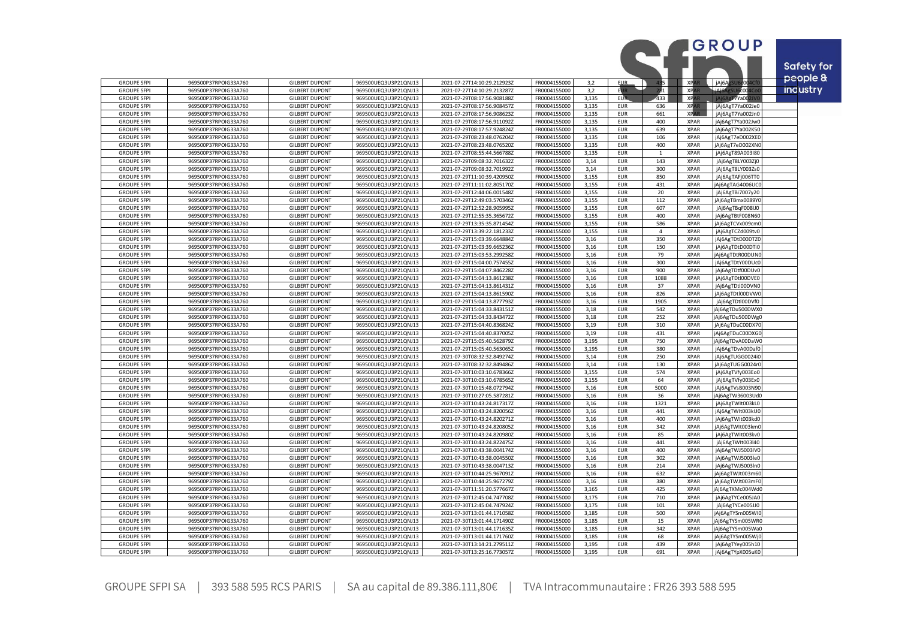| | | | | | | | | | | |
|---|---|---|---|---|---|---|---|---|---|---|
| GROUPE SFPI | 969500P37RPOIG33A760 | GILBERT DUPONT | 969500UEQ3U3P21QNJ13 | 2021-07-27T14:10:29.212923Z | FR0004155000 | 3,2 | EUR | 435 | XPAR | jAj6AgSUGc004Cf0 |
| GROUPE SFPI | 969500P37RPOIG33A760 | GILBERT DUPONT | 969500UEQ3U3P21QNJ13 | 2021-07-27T14:10:29.213287Z | FR0004155000 | 3,2 | EUR | 281 | XPAR | jAj6AgSUGc004Co0 |
| GROUPE SFPI | 969500P37RPOIG33A760 | GILBERT DUPONT | 969500UEQ3U3P21QNJ13 | 2021-07-29T08:17:56.908188Z | FR0004155000 | 3,135 | EUR | 433 | XPAR | jAj6AgT7Ya002JV0 |
| GROUPE SFPI | 969500P37RPOIG33A760 | GILBERT DUPONT | 969500UEQ3U3P21QNJ13 | 2021-07-29T08:17:56.908457Z | FR0004155000 | 3,135 | EUR | 636 | XPAR | jAj6AgT7Ya002Je0 |
| GROUPE SFPI | 969500P37RPOIG33A760 | GILBERT DUPONT | 969500UEQ3U3P21QNJ13 | 2021-07-29T08:17:56.908623Z | FR0004155000 | 3,135 | EUR | 661 | XPAR | jAj6AgT7Ya002Jn0 |
| GROUPE SFPI | 969500P37RPOIG33A760 | GILBERT DUPONT | 969500UEQ3U3P21QNJ13 | 2021-07-29T08:17:56.911092Z | FR0004155000 | 3,135 | EUR | 400 | XPAR | jAj6AgT7Ya002Jw0 |
| GROUPE SFPI | 969500P37RPOIG33A760 | GILBERT DUPONT | 969500UEQ3U3P21QNJ13 | 2021-07-29T08:17:57.924824Z | FR0004155000 | 3,135 | EUR | 639 | XPAR | jAj6AgT7Ya002KS0 |
| GROUPE SFPI | 969500P37RPOIG33A760 | GILBERT DUPONT | 969500UEQ3U3P21QNJ13 | 2021-07-29T08:23:48.076204Z | FR0004155000 | 3,135 | EUR | 106 | XPAR | jAj6AgT7eD002XE0 |
| GROUPE SFPI | 969500P37RPOIG33A760 | GILBERT DUPONT | 969500UEQ3U3P21QNJ13 | 2021-07-29T08:23:48.076520Z | FR0004155000 | 3,135 | EUR | 400 | XPAR | jAj6AgT7eD002XN0 |
| GROUPE SFPI | 969500P37RPOIG33A760 | GILBERT DUPONT | 969500UEQ3U3P21QNJ13 | 2021-07-29T08:55:44.566788Z | FR0004155000 | 3,135 | EUR | 1 | XPAR | jAj6AgT89A003I80 |
| GROUPE SFPI | 969500P37RPOIG33A760 | GILBERT DUPONT | 969500UEQ3U3P21QNJ13 | 2021-07-29T09:08:32.701632Z | FR0004155000 | 3,14 | EUR | 143 | XPAR | jAj6AgT8LY003Zj0 |
| GROUPE SFPI | 969500P37RPOIG33A760 | GILBERT DUPONT | 969500UEQ3U3P21QNJ13 | 2021-07-29T09:08:32.701992Z | FR0004155000 | 3,14 | EUR | 300 | XPAR | jAj6AgT8LY003Zs0 |
| GROUPE SFPI | 969500P37RPOIG33A760 | GILBERT DUPONT | 969500UEQ3U3P21QNJ13 | 2021-07-29T11:10:39.420950Z | FR0004155000 | 3,155 | EUR | 850 | XPAR | jAj6AgTAFj006TT0 |
| GROUPE SFPI | 969500P37RPOIG33A760 | GILBERT DUPONT | 969500UEQ3U3P21QNJ13 | 2021-07-29T11:11:02.805170Z | FR0004155000 | 3,155 | EUR | 431 | XPAR | jAj6AgTAG4006UC0 |
| GROUPE SFPI | 969500P37RPOIG33A760 | GILBERT DUPONT | 969500UEQ3U3P21QNJ13 | 2021-07-29T12:44:06.001548Z | FR0004155000 | 3,155 | EUR | 20 | XPAR | jAj6AgTBi7007y20 |
| GROUPE SFPI | 969500P37RPOIG33A760 | GILBERT DUPONT | 969500UEQ3U3P21QNJ13 | 2021-07-29T12:49:03.570346Z | FR0004155000 | 3,155 | EUR | 112 | XPAR | jAj6AgTBmx0089Y0 |
| GROUPE SFPI | 969500P37RPOIG33A760 | GILBERT DUPONT | 969500UEQ3U3P21QNJ13 | 2021-07-29T12:52:28.905995Z | FR0004155000 | 3,155 | EUR | 607 | XPAR | jAj6AgTBqF008IJ0 |
| GROUPE SFPI | 969500P37RPOIG33A760 | GILBERT DUPONT | 969500UEQ3U3P21QNJ13 | 2021-07-29T12:55:35.365672Z | FR0004155000 | 3,155 | EUR | 400 | XPAR | jAj6AgTBtF008N60 |
| GROUPE SFPI | 969500P37RPOIG33A760 | GILBERT DUPONT | 969500UEQ3U3P21QNJ13 | 2021-07-29T13:35:35.871454Z | FR0004155000 | 3,155 | EUR | 586 | XPAR | jAj6AgTCVx009cm0 |
| GROUPE SFPI | 969500P37RPOIG33A760 | GILBERT DUPONT | 969500UEQ3U3P21QNJ13 | 2021-07-29T13:39:22.181233Z | FR0004155000 | 3,155 | EUR | 4 | XPAR | jAj6AgTCZd009tv0 |
| GROUPE SFPI | 969500P37RPOIG33A760 | GILBERT DUPONT | 969500UEQ3U3P21QNJ13 | 2021-07-29T15:03:39.664884Z | FR0004155000 | 3,16 | EUR | 350 | XPAR | jAj6AgTDtD00DTZ0 |
| GROUPE SFPI | 969500P37RPOIG33A760 | GILBERT DUPONT | 969500UEQ3U3P21QNJ13 | 2021-07-29T15:03:39.665236Z | FR0004155000 | 3,16 | EUR | 150 | XPAR | jAj6AgTDtD00DTi0 |
| GROUPE SFPI | 969500P37RPOIG33A760 | GILBERT DUPONT | 969500UEQ3U3P21QNJ13 | 2021-07-29T15:03:53.299258Z | FR0004155000 | 3,16 | EUR | 79 | XPAR | jAj6AgTDtR00DUN0 |
| GROUPE SFPI | 969500P37RPOIG33A760 | GILBERT DUPONT | 969500UEQ3U3P21QNJ13 | 2021-07-29T15:04:00.757455Z | FR0004155000 | 3,16 | EUR | 300 | XPAR | jAj6AgTDtY00DUc0 |
| GROUPE SFPI | 969500P37RPOIG33A760 | GILBERT DUPONT | 969500UEQ3U3P21QNJ13 | 2021-07-29T15:04:07.846228Z | FR0004155000 | 3,16 | EUR | 900 | XPAR | jAj6AgTDtf00DUv0 |
| GROUPE SFPI | 969500P37RPOIG33A760 | GILBERT DUPONT | 969500UEQ3U3P21QNJ13 | 2021-07-29T15:04:13.861238Z | FR0004155000 | 3,16 | EUR | 1088 | XPAR | jAj6AgTDtl00DVE0 |
| GROUPE SFPI | 969500P37RPOIG33A760 | GILBERT DUPONT | 969500UEQ3U3P21QNJ13 | 2021-07-29T15:04:13.861431Z | FR0004155000 | 3,16 | EUR | 37 | XPAR | jAj6AgTDtl00DVN0 |
| GROUPE SFPI | 969500P37RPOIG33A760 | GILBERT DUPONT | 969500UEQ3U3P21QNJ13 | 2021-07-29T15:04:13.861590Z | FR0004155000 | 3,16 | EUR | 826 | XPAR | jAj6AgTDtl00DVW0 |
| GROUPE SFPI | 969500P37RPOIG33A760 | GILBERT DUPONT | 969500UEQ3U3P21QNJ13 | 2021-07-29T15:04:13.877793Z | FR0004155000 | 3,16 | EUR | 1905 | XPAR | jAj6AgTDtl00DVf0 |
| GROUPE SFPI | 969500P37RPOIG33A760 | GILBERT DUPONT | 969500UEQ3U3P21QNJ13 | 2021-07-29T15:04:33.843151Z | FR0004155000 | 3,18 | EUR | 542 | XPAR | jAj6AgTDu500DWX0 |
| GROUPE SFPI | 969500P37RPOIG33A760 | GILBERT DUPONT | 969500UEQ3U3P21QNJ13 | 2021-07-29T15:04:33.843472Z | FR0004155000 | 3,18 | EUR | 252 | XPAR | jAj6AgTDu500DWg0 |
| GROUPE SFPI | 969500P37RPOIG33A760 | GILBERT DUPONT | 969500UEQ3U3P21QNJ13 | 2021-07-29T15:04:40.836824Z | FR0004155000 | 3,19 | EUR | 310 | XPAR | jAj6AgTDuC00DX70 |
| GROUPE SFPI | 969500P37RPOIG33A760 | GILBERT DUPONT | 969500UEQ3U3P21QNJ13 | 2021-07-29T15:04:40.837005Z | FR0004155000 | 3,19 | EUR | 431 | XPAR | jAj6AgTDuC00DXG0 |
| GROUPE SFPI | 969500P37RPOIG33A760 | GILBERT DUPONT | 969500UEQ3U3P21QNJ13 | 2021-07-29T15:05:40.562879Z | FR0004155000 | 3,195 | EUR | 750 | XPAR | jAj6AgTDvA00DaW0 |
| GROUPE SFPI | 969500P37RPOIG33A760 | GILBERT DUPONT | 969500UEQ3U3P21QNJ13 | 2021-07-29T15:05:40.563065Z | FR0004155000 | 3,195 | EUR | 380 | XPAR | jAj6AgTDvA00Daf0 |
| GROUPE SFPI | 969500P37RPOIG33A760 | GILBERT DUPONT | 969500UEQ3U3P21QNJ13 | 2021-07-30T08:32:32.849274Z | FR0004155000 | 3,14 | EUR | 250 | XPAR | jAj6AgTUGG0024i0 |
| GROUPE SFPI | 969500P37RPOIG33A760 | GILBERT DUPONT | 969500UEQ3U3P21QNJ13 | 2021-07-30T08:32:32.849486Z | FR0004155000 | 3,14 | EUR | 130 | XPAR | jAj6AgTUGG0024r0 |
| GROUPE SFPI | 969500P37RPOIG33A760 | GILBERT DUPONT | 969500UEQ3U3P21QNJ13 | 2021-07-30T10:03:10.678366Z | FR0004155000 | 3,155 | EUR | 574 | XPAR | jAj6AgTVfy003Eo0 |
| GROUPE SFPI | 969500P37RPOIG33A760 | GILBERT DUPONT | 969500UEQ3U3P21QNJ13 | 2021-07-30T10:03:10.678565Z | FR0004155000 | 3,155 | EUR | 64 | XPAR | jAj6AgTVfy003Ex0 |
| GROUPE SFPI | 969500P37RPOIG33A760 | GILBERT DUPONT | 969500UEQ3U3P21QNJ13 | 2021-07-30T10:15:48.072794Z | FR0004155000 | 3,16 | EUR | 5000 | XPAR | jAj6AgTVsB003N90 |
| GROUPE SFPI | 969500P37RPOIG33A760 | GILBERT DUPONT | 969500UEQ3U3P21QNJ13 | 2021-07-30T10:27:05.587281Z | FR0004155000 | 3,16 | EUR | 36 | XPAR | jAj6AgTW36003Ud0 |
| GROUPE SFPI | 969500P37RPOIG33A760 | GILBERT DUPONT | 969500UEQ3U3P21QNJ13 | 2021-07-30T10:43:24.817317Z | FR0004155000 | 3,16 | EUR | 1321 | XPAR | jAj6AgTWIt003kL0 |
| GROUPE SFPI | 969500P37RPOIG33A760 | GILBERT DUPONT | 969500UEQ3U3P21QNJ13 | 2021-07-30T10:43:24.820056Z | FR0004155000 | 3,16 | EUR | 441 | XPAR | jAj6AgTWIt003kU0 |
| GROUPE SFPI | 969500P37RPOIG33A760 | GILBERT DUPONT | 969500UEQ3U3P21QNJ13 | 2021-07-30T10:43:24.820271Z | FR0004155000 | 3,16 | EUR | 400 | XPAR | jAj6AgTWIt003kd0 |
| GROUPE SFPI | 969500P37RPOIG33A760 | GILBERT DUPONT | 969500UEQ3U3P21QNJ13 | 2021-07-30T10:43:24.820805Z | FR0004155000 | 3,16 | EUR | 342 | XPAR | jAj6AgTWIt003km0 |
| GROUPE SFPI | 969500P37RPOIG33A760 | GILBERT DUPONT | 969500UEQ3U3P21QNJ13 | 2021-07-30T10:43:24.820980Z | FR0004155000 | 3,16 | EUR | 85 | XPAR | jAj6AgTWIt003kv0 |
| GROUPE SFPI | 969500P37RPOIG33A760 | GILBERT DUPONT | 969500UEQ3U3P21QNJ13 | 2021-07-30T10:43:24.822475Z | FR0004155000 | 3,16 | EUR | 441 | XPAR | jAj6AgTWIt003l40 |
| GROUPE SFPI | 969500P37RPOIG33A760 | GILBERT DUPONT | 969500UEQ3U3P21QNJ13 | 2021-07-30T10:43:38.004174Z | FR0004155000 | 3,16 | EUR | 400 | XPAR | jAj6AgTWJ5003lV0 |
| GROUPE SFPI | 969500P37RPOIG33A760 | GILBERT DUPONT | 969500UEQ3U3P21QNJ13 | 2021-07-30T10:43:38.004550Z | FR0004155000 | 3,16 | EUR | 302 | XPAR | jAj6AgTWJ5003le0 |
| GROUPE SFPI | 969500P37RPOIG33A760 | GILBERT DUPONT | 969500UEQ3U3P21QNJ13 | 2021-07-30T10:43:38.004713Z | FR0004155000 | 3,16 | EUR | 214 | XPAR | jAj6AgTWJ5003ln0 |
| GROUPE SFPI | 969500P37RPOIG33A760 | GILBERT DUPONT | 969500UEQ3U3P21QNJ13 | 2021-07-30T10:44:25.967091Z | FR0004155000 | 3,16 | EUR | 632 | XPAR | jAj6AgTWJt003m60 |
| GROUPE SFPI | 969500P37RPOIG33A760 | GILBERT DUPONT | 969500UEQ3U3P21QNJ13 | 2021-07-30T10:44:25.967279Z | FR0004155000 | 3,16 | EUR | 380 | XPAR | jAj6AgTWJt003mF0 |
| GROUPE SFPI | 969500P37RPOIG33A760 | GILBERT DUPONT | 969500UEQ3U3P21QNJ13 | 2021-07-30T11:51:20.577667Z | FR0004155000 | 3,165 | EUR | 425 | XPAR | jAj6AgTXMc004Wd0 |
| GROUPE SFPI | 969500P37RPOIG33A760 | GILBERT DUPONT | 969500UEQ3U3P21QNJ13 | 2021-07-30T12:45:04.747708Z | FR0004155000 | 3,175 | EUR | 710 | XPAR | jAj6AgTYCe005JA0 |
| GROUPE SFPI | 969500P37RPOIG33A760 | GILBERT DUPONT | 969500UEQ3U3P21QNJ13 | 2021-07-30T12:45:04.747924Z | FR0004155000 | 3,175 | EUR | 101 | XPAR | jAj6AgTYCe005JJ0 |
| GROUPE SFPI | 969500P37RPOIG33A760 | GILBERT DUPONT | 969500UEQ3U3P21QNJ13 | 2021-07-30T13:01:44.171058Z | FR0004155000 | 3,185 | EUR | 500 | XPAR | jAj6AgTYSm005WI0 |
| GROUPE SFPI | 969500P37RPOIG33A760 | GILBERT DUPONT | 969500UEQ3U3P21QNJ13 | 2021-07-30T13:01:44.171490Z | FR0004155000 | 3,185 | EUR | 15 | XPAR | jAj6AgTYSm005WR0 |
| GROUPE SFPI | 969500P37RPOIG33A760 | GILBERT DUPONT | 969500UEQ3U3P21QNJ13 | 2021-07-30T13:01:44.171635Z | FR0004155000 | 3,185 | EUR | 342 | XPAR | jAj6AgTYSm005Wa0 |
| GROUPE SFPI | 969500P37RPOIG33A760 | GILBERT DUPONT | 969500UEQ3U3P21QNJ13 | 2021-07-30T13:01:44.171760Z | FR0004155000 | 3,185 | EUR | 68 | XPAR | jAj6AgTYSm005Wj0 |
| GROUPE SFPI | 969500P37RPOIG33A760 | GILBERT DUPONT | 969500UEQ3U3P21QNJ13 | 2021-07-30T13:14:21.279511Z | FR0004155000 | 3,195 | EUR | 439 | XPAR | jAj6AgTYey005h10 |
| GROUPE SFPI | 969500P37RPOIG33A760 | GILBERT DUPONT | 969500UEQ3U3P21QNJ13 | 2021-07-30T13:25:16.773057Z | FR0004155000 | 3,195 | EUR | 691 | XPAR | jAj6AgTYpX005uK0 |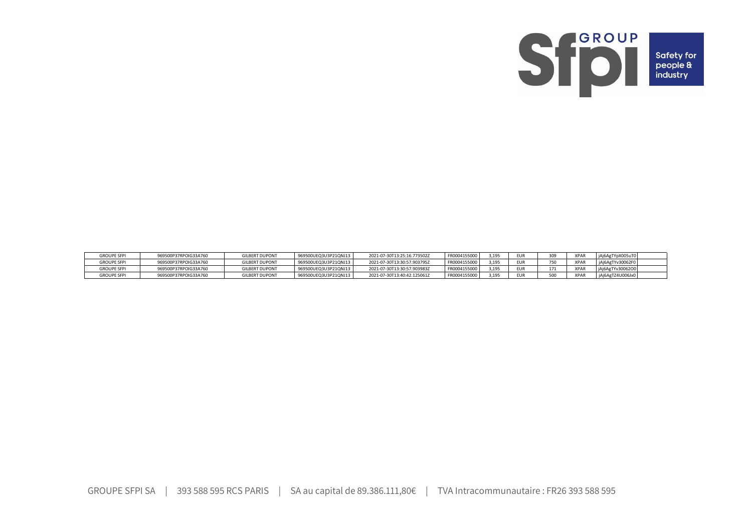| | | | | | | | | | | | |
|---|---|---|---|---|---|---|---|---|---|---|---|
| GROUPE SFPI | 969500P37RPOIG33A760 | GILBERT DUPONT | 969500UEQ3U3P21QNJ13 | 2021-07-30T13:25:16.773502Z | FR0004155000 | 3,195 | EUR | 309 | XPAR | jAj6AgTYpX005uT0 | |
| GROUPE SFPI | 969500P37RPOIG33A760 | GILBERT DUPONT | 969500UEQ3U3P21QNJ13 | 2021-07-30T13:30:57.903795Z | FR0004155000 | 3,195 | EUR | 750 | XPAR | jAj6AgTYv30062F0 | |
| GROUPE SFPI | 969500P37RPOIG33A760 | GILBERT DUPONT | 969500UEQ3U3P21QNJ13 | 2021-07-30T13:30:57.903983Z | FR0004155000 | 3,195 | EUR | 171 | XPAR | jAj6AgTYv30062O0 | |
| GROUPE SFPI | 969500P37RPOIG33A760 | GILBERT DUPONT | 969500UEQ3U3P21QNJ13 | 2021-07-30T13:40:42.125061Z | FR0004155000 | 3,195 | EUR | 500 | XPAR | jAj6AgTZ4U006Jx0 | |